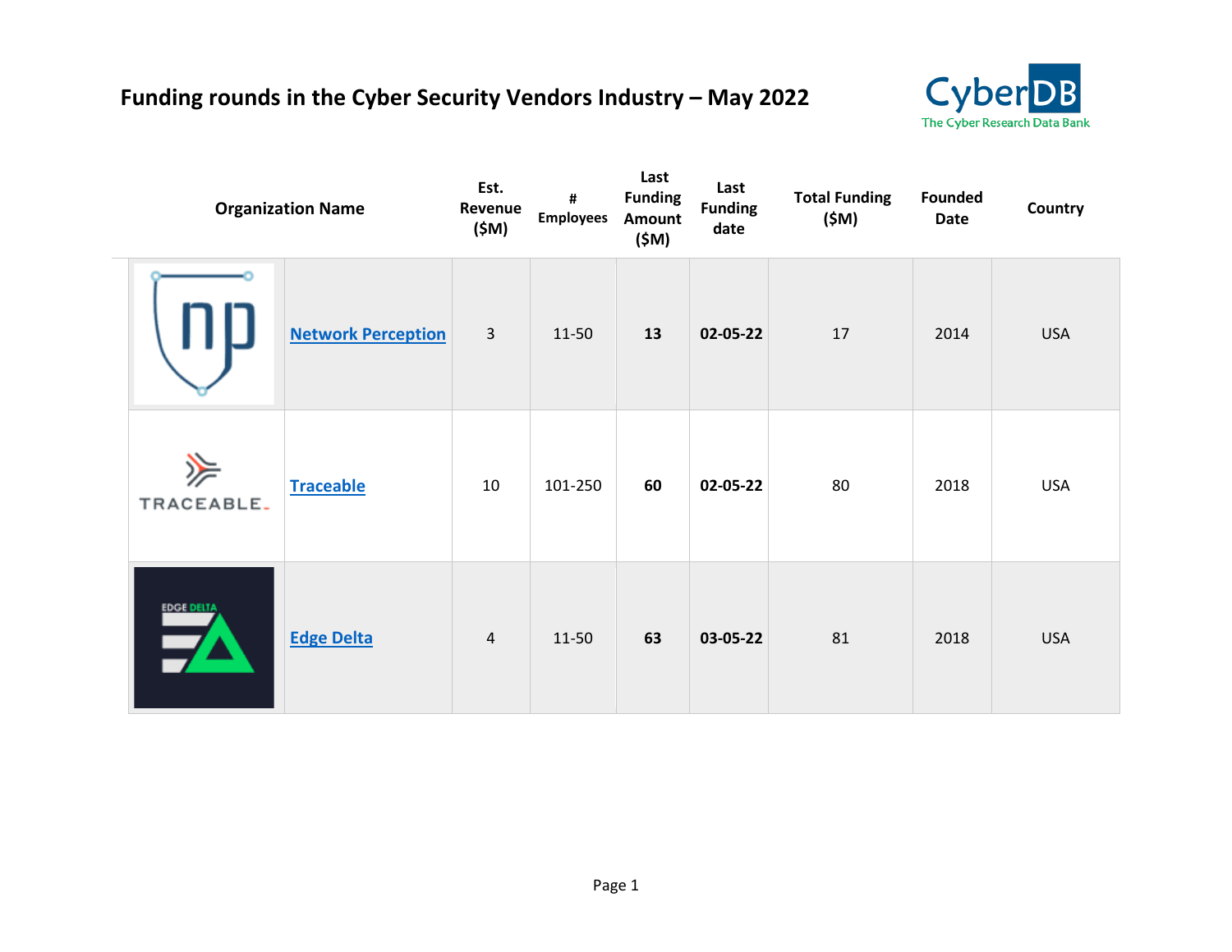# Funding rounds in the Cyber Security Vendors Industry – May 2022

| Organization Name | Est. Revenue ($M) | # Employees | Last Funding Amount ($M) | Last Funding date | Total Funding ($M) | Founded Date | Country |
|---|---|---|---|---|---|---|---|
| Network Perception | 3 | 11-50 | **13** | **02-05-22** | 17 | 2014 | USA |
| Traceable | 10 | 101-250 | **60** | **02-05-22** | 80 | 2018 | USA |
| Edge Delta | 4 | 11-50 | **63** | **03-05-22** | 81 | 2018 | USA |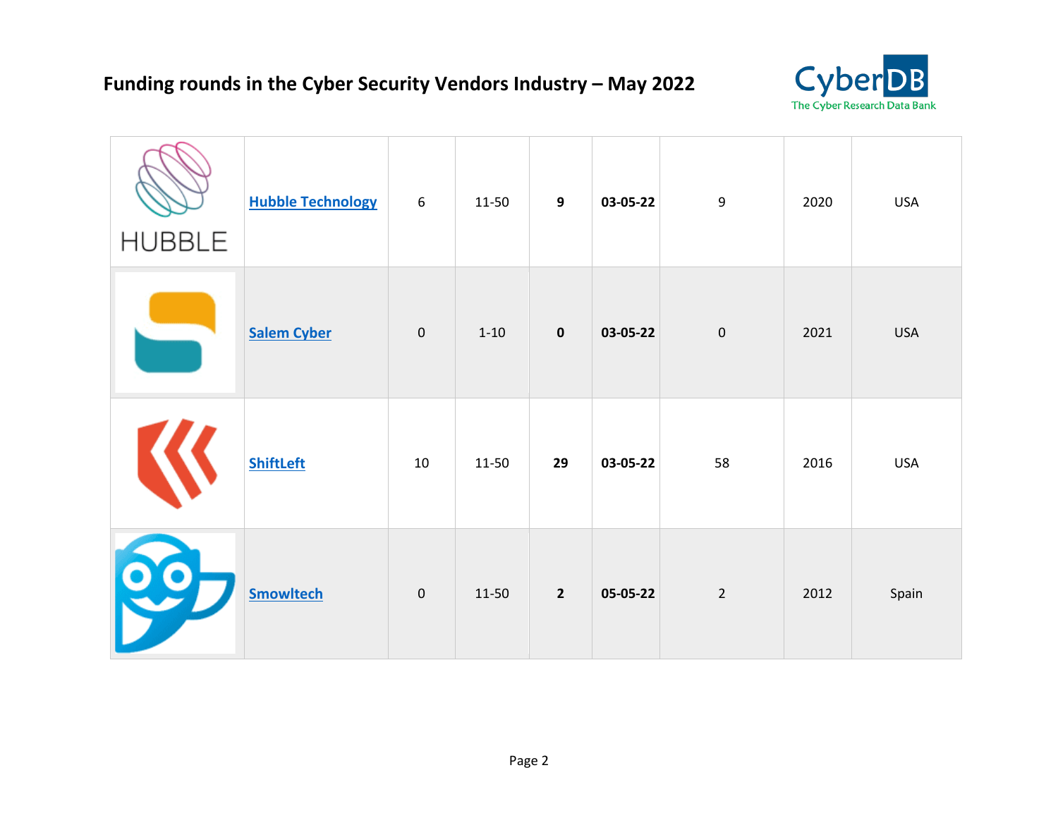## Funding rounds in the Cyber Security Vendors Industry – May 2022

| | | | | | | | | |
|---|---|---|---|---|---|---|---|---|
| | **Hubble Technology** | 6 | 11-50 | **9** | **03-05-22** | 9 | 2020 | USA |
| | **Salem Cyber** | 0 | 1-10 | **0** | **03-05-22** | 0 | 2021 | USA |
| | **ShiftLeft** | 10 | 11-50 | **29** | **03-05-22** | 58 | 2016 | USA |
| | **Smowltech** | 0 | 11-50 | **2** | **05-05-22** | 2 | 2012 | Spain |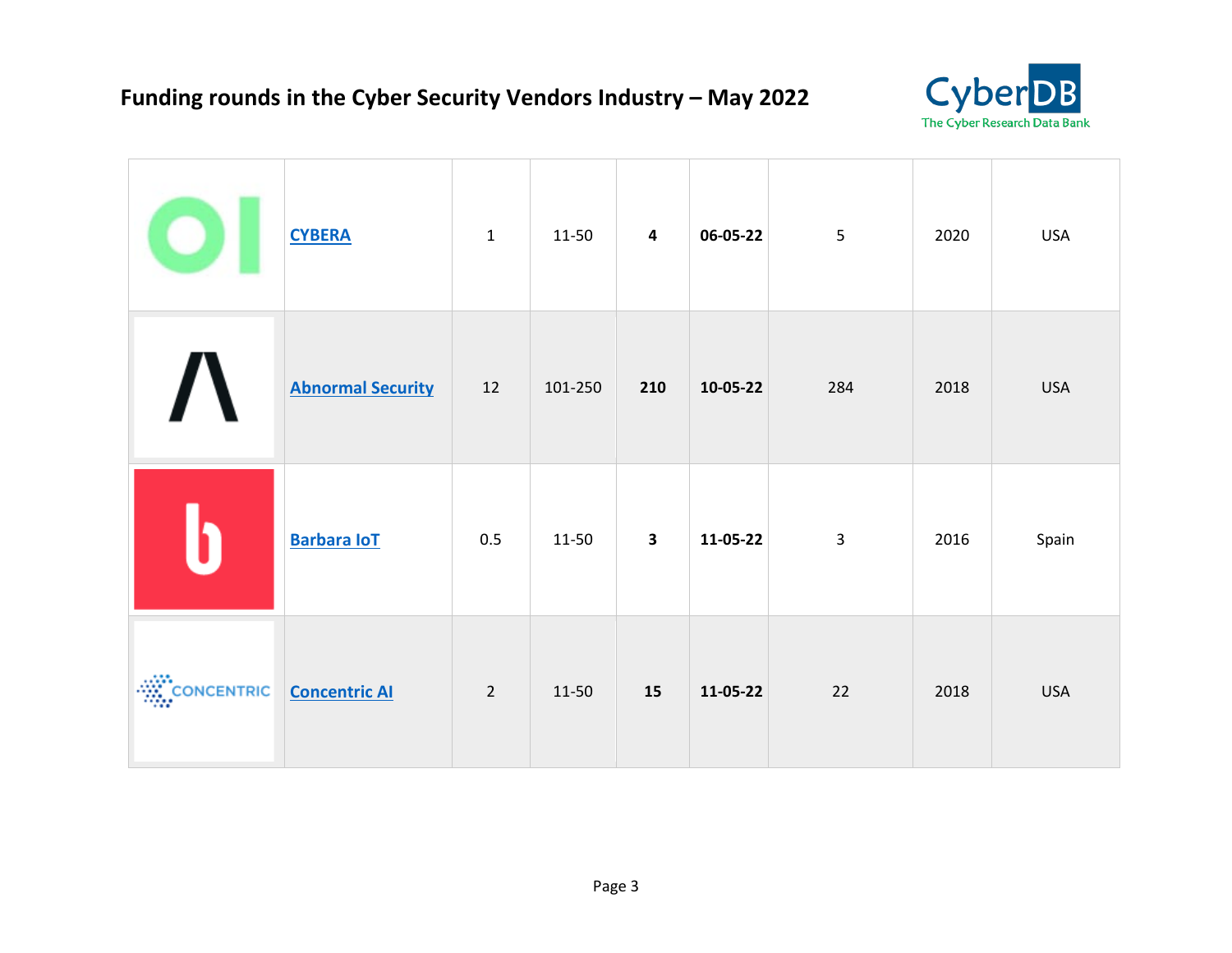# Funding rounds in the Cyber Security Vendors Industry – May 2022

| | | | | | | | | |
|---|---|---|---|---|---|---|---|---|
| | CYBERA | 1 | 11-50 | **4** | **06-05-22** | 5 | 2020 | USA |
| | Abnormal Security | 12 | 101-250 | **210** | **10-05-22** | 284 | 2018 | USA |
| | Barbara IoT | 0.5 | 11-50 | **3** | **11-05-22** | 3 | 2016 | Spain |
| | Concentric AI | 2 | 11-50 | **15** | **11-05-22** | 22 | 2018 | USA |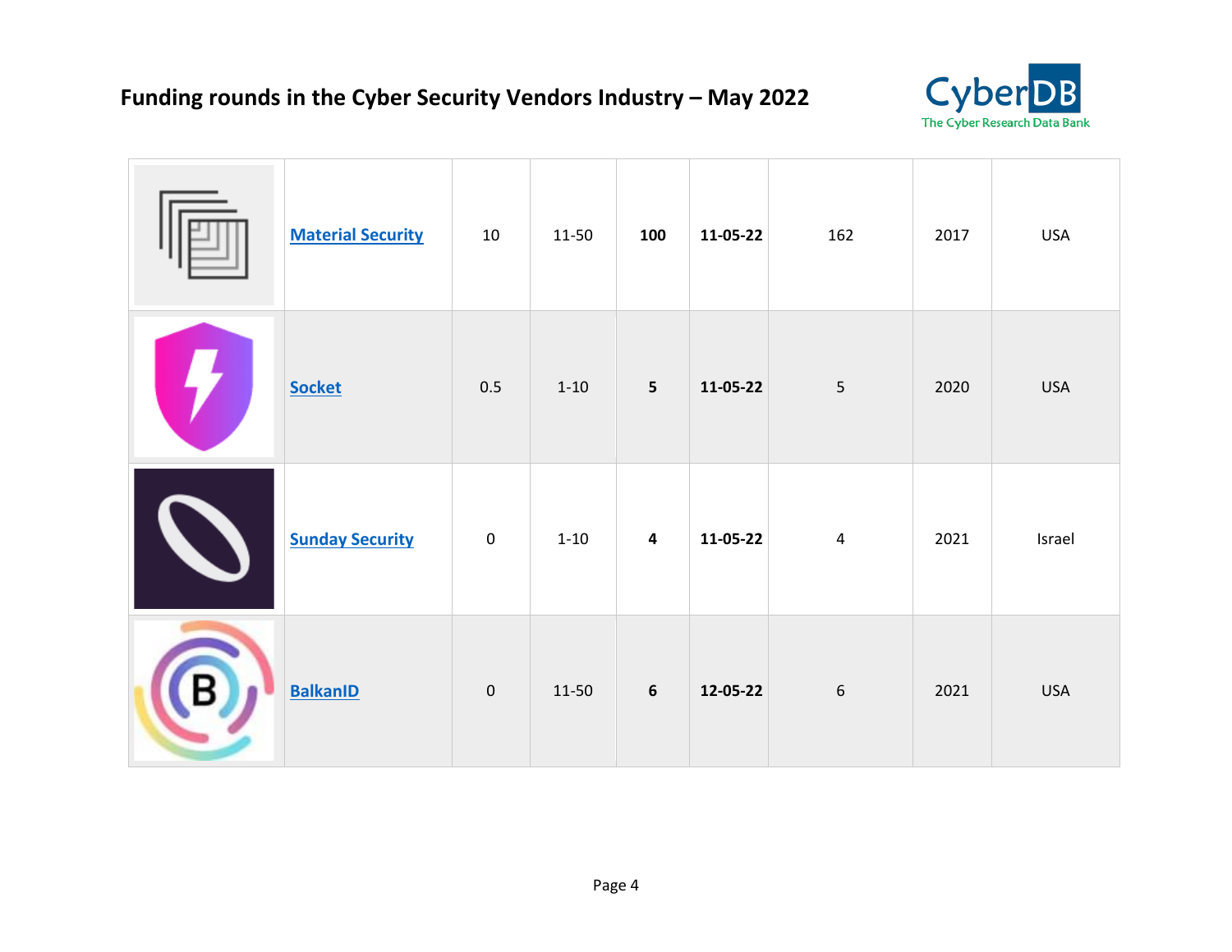## Funding rounds in the Cyber Security Vendors Industry – May 2022

| | | | | | | | | |
|---|---|---|---|---|---|---|---|---|
| | Material Security | 10 | 11-50 | **100** | **11-05-22** | 162 | 2017 | USA |
| | Socket | 0.5 | 1-10 | **5** | **11-05-22** | 5 | 2020 | USA |
| | Sunday Security | 0 | 1-10 | **4** | **11-05-22** | 4 | 2021 | Israel |
| | BalkanID | 0 | 11-50 | **6** | **12-05-22** | 6 | 2021 | USA |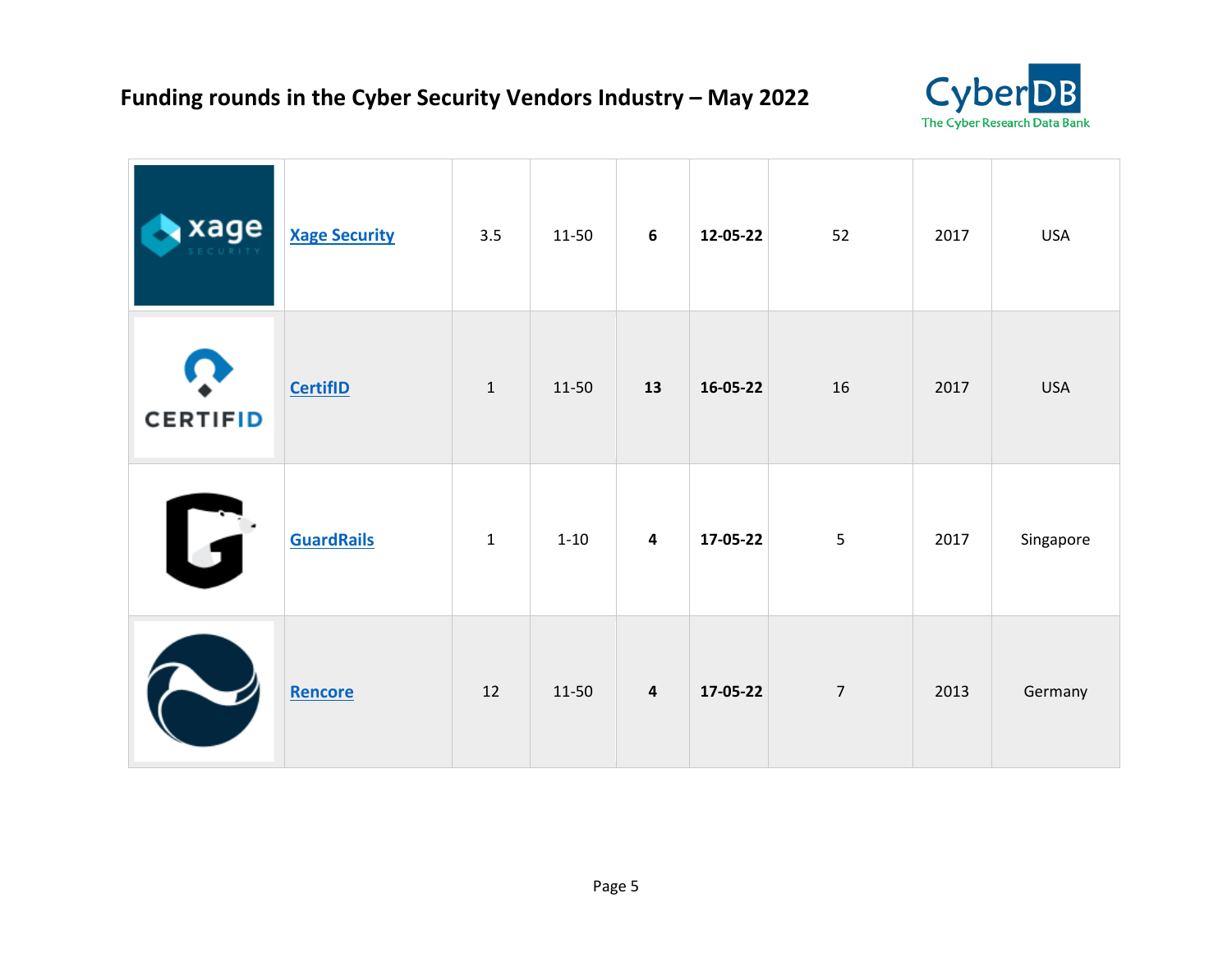# Funding rounds in the Cyber Security Vendors Industry – May 2022

| | | | | | | | | |
|---|---|---|---|---|---|---|---|---|
| | Xage Security | 3.5 | 11-50 | **6** | **12-05-22** | 52 | 2017 | USA |
| | CertifID | 1 | 11-50 | **13** | **16-05-22** | 16 | 2017 | USA |
| | GuardRails | 1 | 1-10 | **4** | **17-05-22** | 5 | 2017 | Singapore |
| | Rencore | 12 | 11-50 | **4** | **17-05-22** | 7 | 2013 | Germany |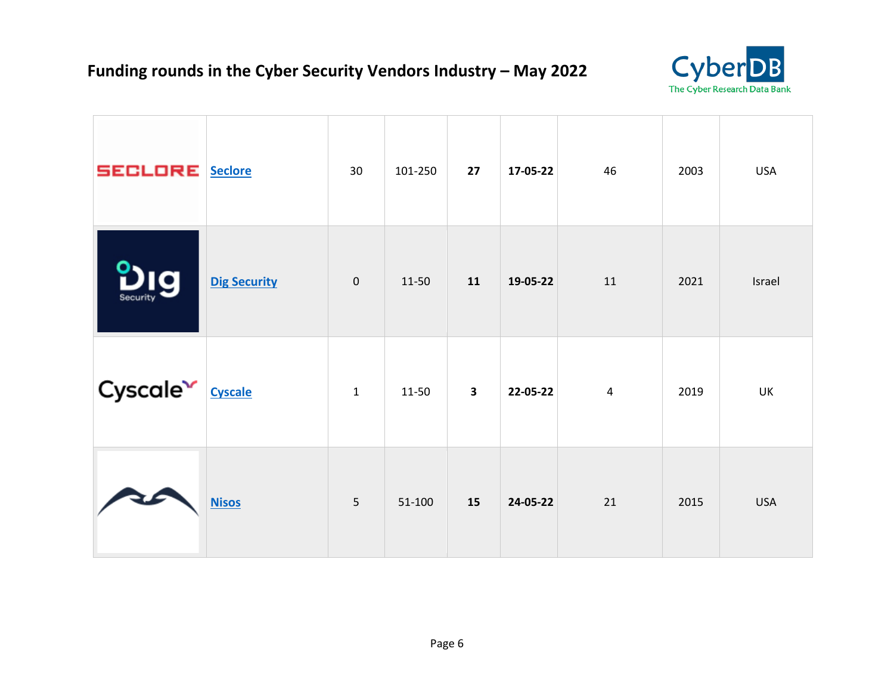# Funding rounds in the Cyber Security Vendors Industry – May 2022

CyberDB
The Cyber Research Data Bank

| | | | | | | | | |
|---|---|---|---|---|---|---|---|---|
| SECLORE | Seclore | 30 | 101-250 | **27** | **17-05-22** | 46 | 2003 | USA |
| Dig Security | Dig Security | 0 | 11-50 | **11** | **19-05-22** | 11 | 2021 | Israel |
| Cyscale | Cyscale | 1 | 11-50 | **3** | **22-05-22** | 4 | 2019 | UK |
| | Nisos | 5 | 51-100 | **15** | **24-05-22** | 21 | 2015 | USA |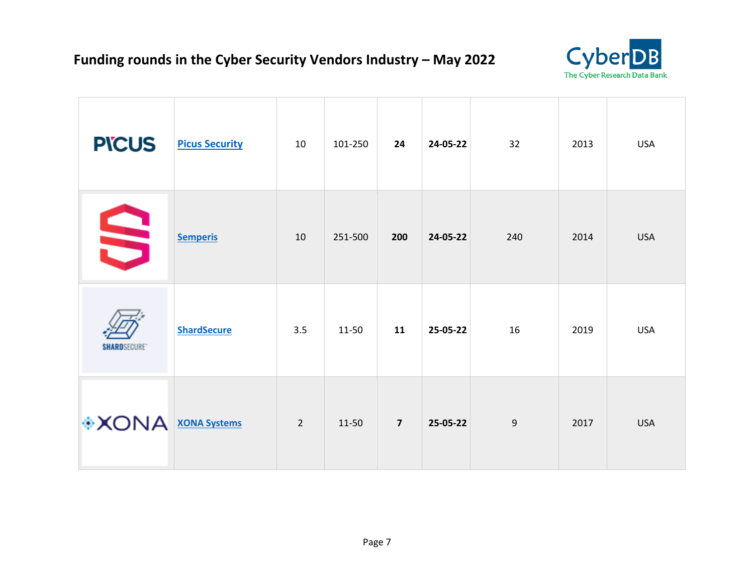# Funding rounds in the Cyber Security Vendors Industry – May 2022

| | | | | | | | | |
|---|---|---|---|---|---|---|---|---|
| | Picus Security | 10 | 101-250 | **24** | **24-05-22** | 32 | 2013 | USA |
| | Semperis | 10 | 251-500 | **200** | **24-05-22** | 240 | 2014 | USA |
| | ShardSecure | 3.5 | 11-50 | **11** | **25-05-22** | 16 | 2019 | USA |
| | XONA Systems | 2 | 11-50 | **7** | **25-05-22** | 9 | 2017 | USA |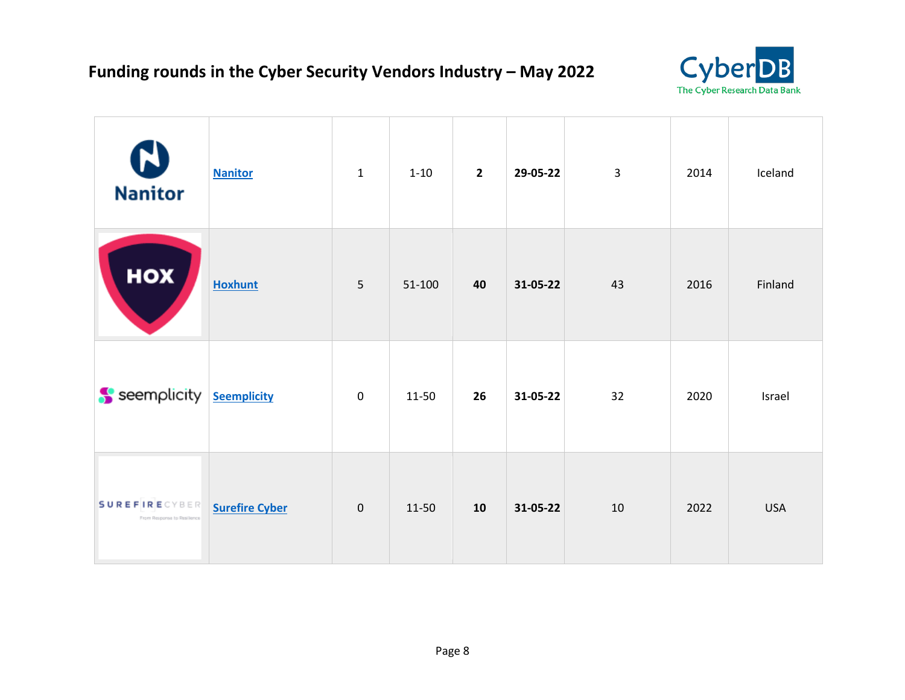## Funding rounds in the Cyber Security Vendors Industry – May 2022

| | | | | | | | | |
|---|---|---|---|---|---|---|---|---|
| Nanitor | Nanitor | 1 | 1-10 | **2** | **29-05-22** | 3 | 2014 | Iceland |
| HOX | Hoxhunt | 5 | 51-100 | **40** | **31-05-22** | 43 | 2016 | Finland |
| seemplicity | Seemplicity | 0 | 11-50 | **26** | **31-05-22** | 32 | 2020 | Israel |
| SUREFIRECYBER | Surefire Cyber | 0 | 11-50 | **10** | **31-05-22** | 10 | 2022 | USA |